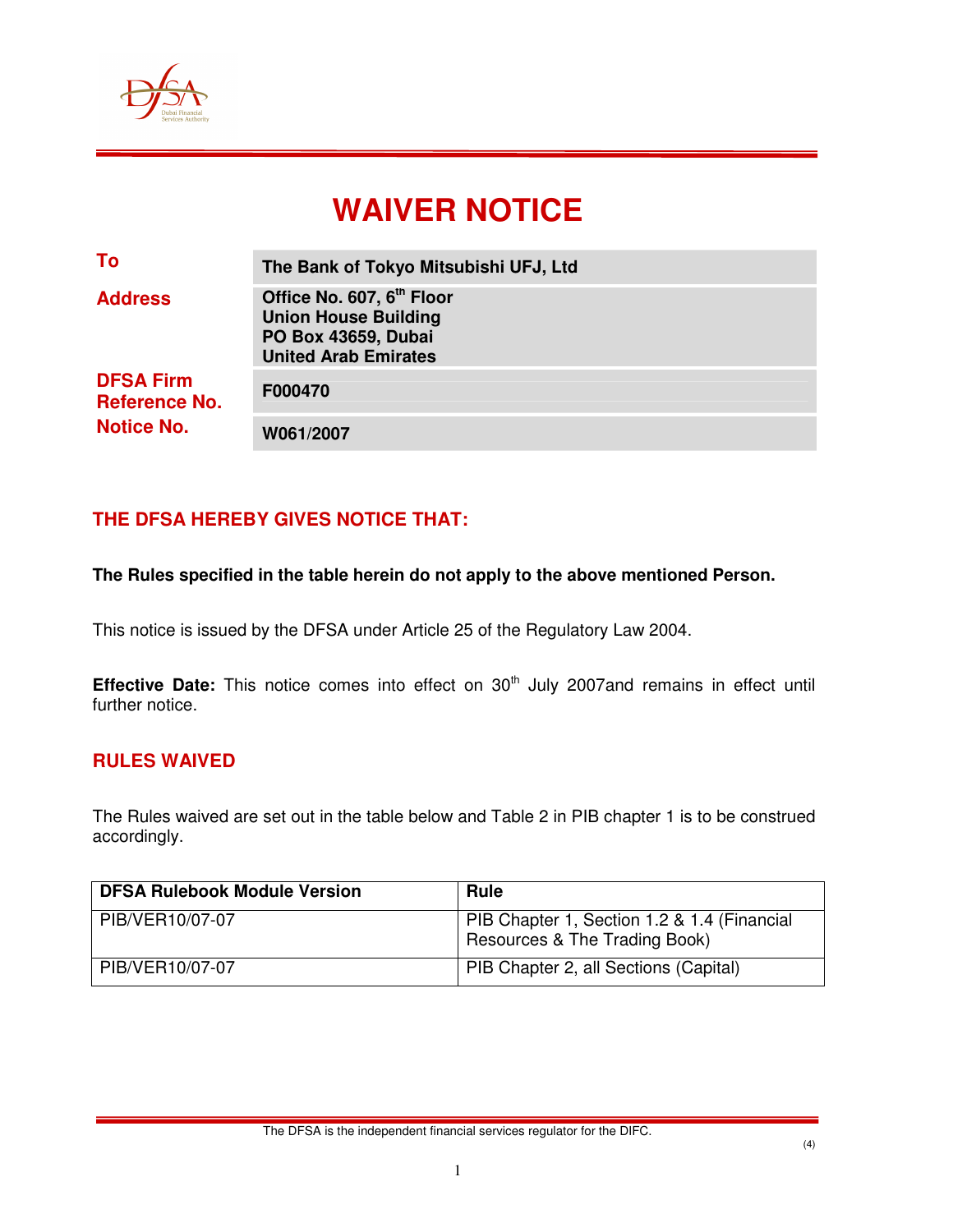# WAIVER NOTICE

| | |
|---|---|
| **To** | **The Bank of Tokyo Mitsubishi UFJ, Ltd** |
| **Address** | **Office No. 607, 6th Floor**<br>**Union House Building**<br>**PO Box 43659, Dubai**<br>**United Arab Emirates** |
| **DFSA Firm Reference No.** | **F000470** |
| **Notice No.** | **W061/2007** |

## THE DFSA HEREBY GIVES NOTICE THAT:

**The Rules specified in the table herein do not apply to the above mentioned Person.**

This notice is issued by the DFSA under Article 25 of the Regulatory Law 2004.

**Effective Date:** This notice comes into effect on 30th July 2007and remains in effect until further notice.

## RULES WAIVED

The Rules waived are set out in the table below and Table 2 in PIB chapter 1 is to be construed accordingly.

| DFSA Rulebook Module Version | Rule |
|---|---|
| PIB/VER10/07-07 | PIB Chapter 1, Section 1.2 & 1.4 (Financial Resources & The Trading Book) |
| PIB/VER10/07-07 | PIB Chapter 2, all Sections (Capital) |

The DFSA is the independent financial services regulator for the DIFC.

(4)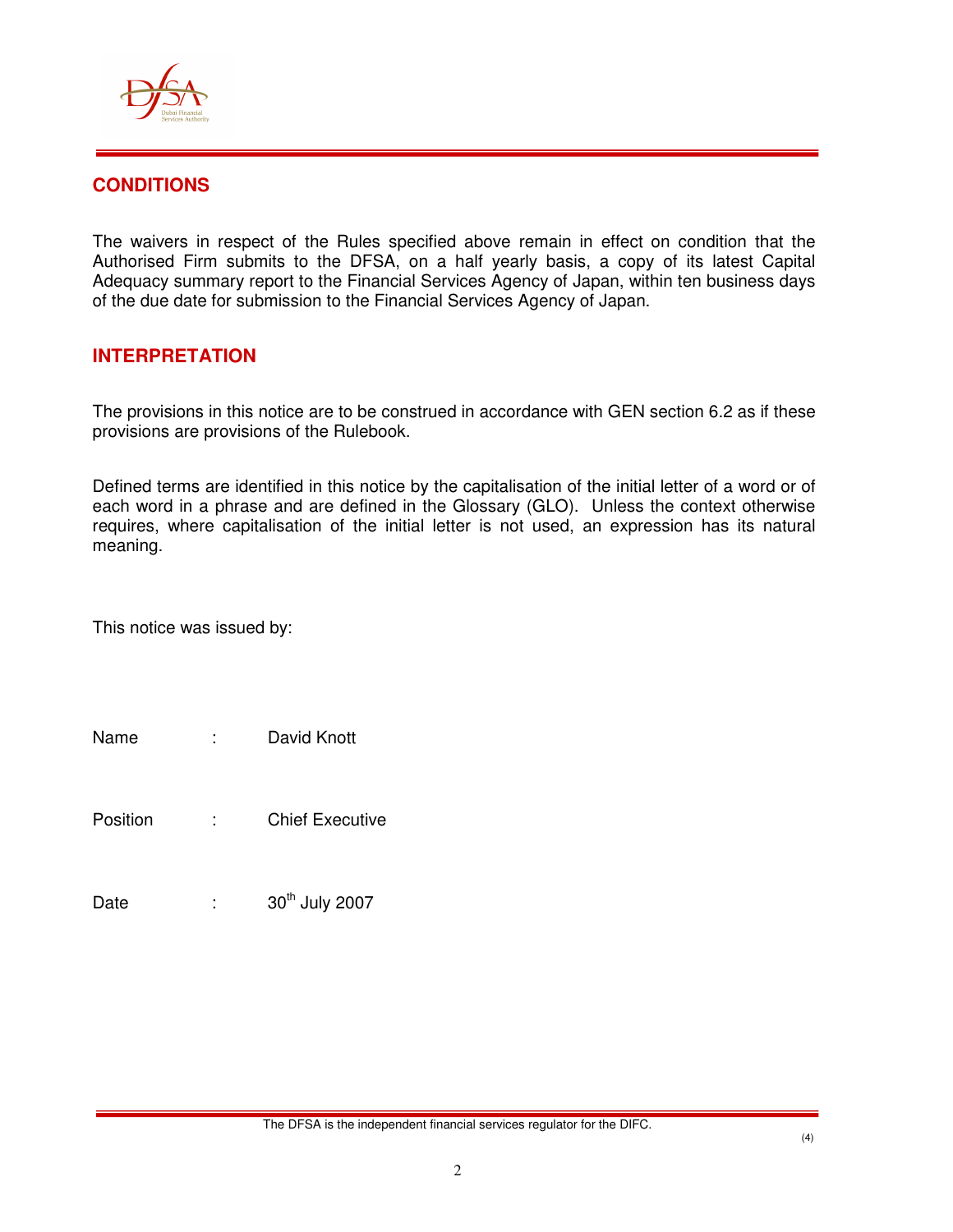## CONDITIONS

The waivers in respect of the Rules specified above remain in effect on condition that the Authorised Firm submits to the DFSA, on a half yearly basis, a copy of its latest Capital Adequacy summary report to the Financial Services Agency of Japan, within ten business days of the due date for submission to the Financial Services Agency of Japan.

## INTERPRETATION

The provisions in this notice are to be construed in accordance with GEN section 6.2 as if these provisions are provisions of the Rulebook.

Defined terms are identified in this notice by the capitalisation of the initial letter of a word or of each word in a phrase and are defined in the Glossary (GLO). Unless the context otherwise requires, where capitalisation of the initial letter is not used, an expression has its natural meaning.

This notice was issued by:

Name : David Knott

Position : Chief Executive

Date : 30th July 2007

The DFSA is the independent financial services regulator for the DIFC.

(4)